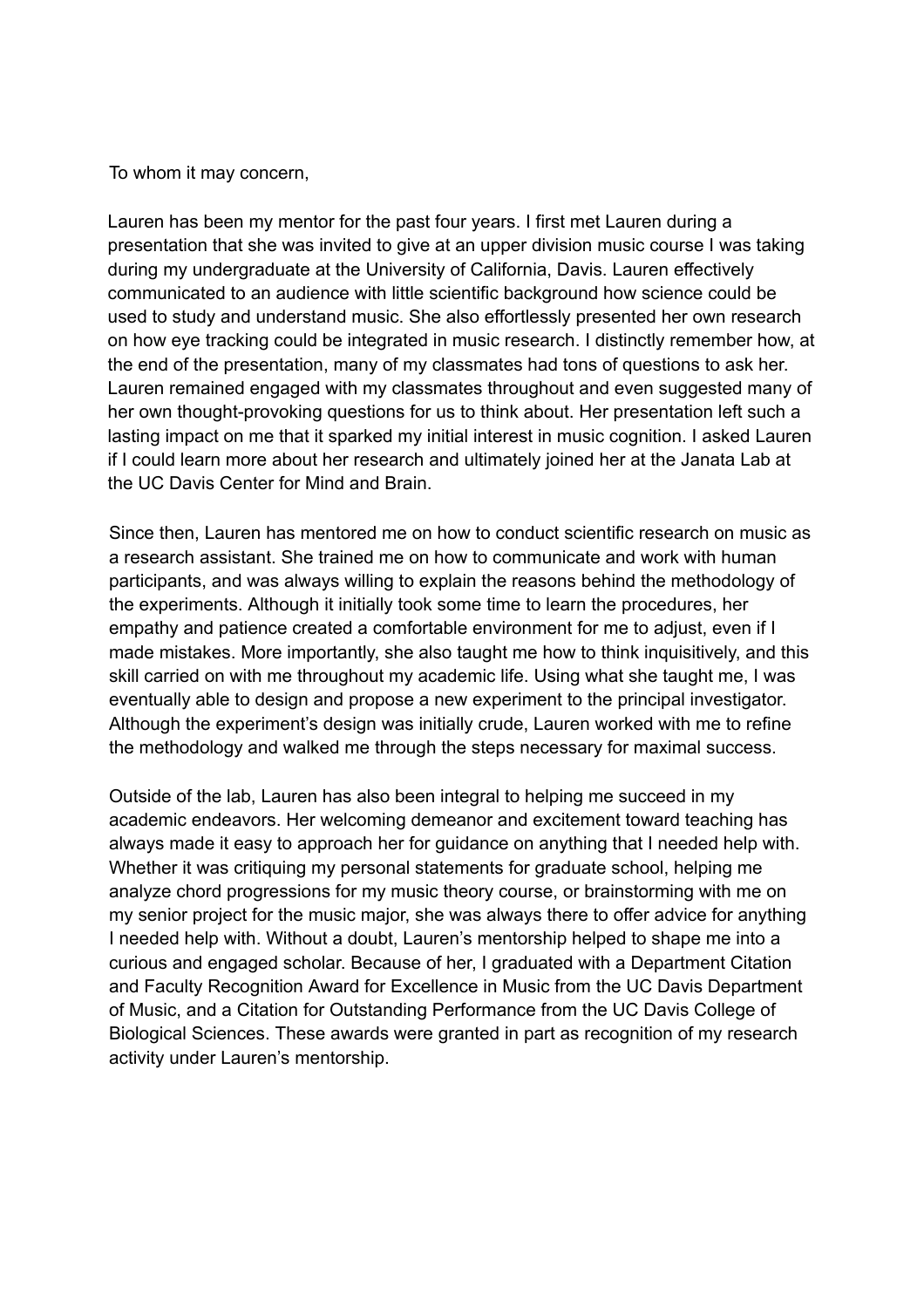To whom it may concern,

Lauren has been my mentor for the past four years. I first met Lauren during a presentation that she was invited to give at an upper division music course I was taking during my undergraduate at the University of California, Davis. Lauren effectively communicated to an audience with little scientific background how science could be used to study and understand music. She also effortlessly presented her own research on how eye tracking could be integrated in music research. I distinctly remember how, at the end of the presentation, many of my classmates had tons of questions to ask her. Lauren remained engaged with my classmates throughout and even suggested many of her own thought-provoking questions for us to think about. Her presentation left such a lasting impact on me that it sparked my initial interest in music cognition. I asked Lauren if I could learn more about her research and ultimately joined her at the Janata Lab at the UC Davis Center for Mind and Brain.

Since then, Lauren has mentored me on how to conduct scientific research on music as a research assistant. She trained me on how to communicate and work with human participants, and was always willing to explain the reasons behind the methodology of the experiments. Although it initially took some time to learn the procedures, her empathy and patience created a comfortable environment for me to adjust, even if I made mistakes. More importantly, she also taught me how to think inquisitively, and this skill carried on with me throughout my academic life. Using what she taught me, I was eventually able to design and propose a new experiment to the principal investigator. Although the experiment's design was initially crude, Lauren worked with me to refine the methodology and walked me through the steps necessary for maximal success.

Outside of the lab, Lauren has also been integral to helping me succeed in my academic endeavors. Her welcoming demeanor and excitement toward teaching has always made it easy to approach her for guidance on anything that I needed help with. Whether it was critiquing my personal statements for graduate school, helping me analyze chord progressions for my music theory course, or brainstorming with me on my senior project for the music major, she was always there to offer advice for anything I needed help with. Without a doubt, Lauren's mentorship helped to shape me into a curious and engaged scholar. Because of her, I graduated with a Department Citation and Faculty Recognition Award for Excellence in Music from the UC Davis Department of Music, and a Citation for Outstanding Performance from the UC Davis College of Biological Sciences. These awards were granted in part as recognition of my research activity under Lauren's mentorship.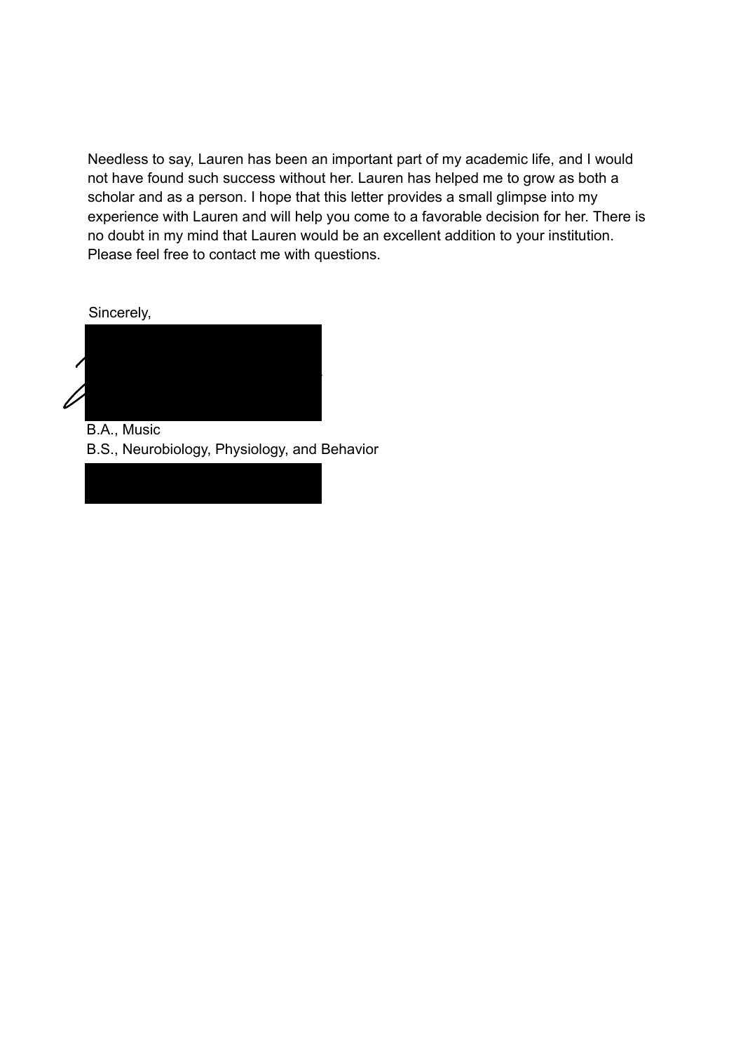Needless to say, Lauren has been an important part of my academic life, and I would not have found such success without her. Lauren has helped me to grow as both a scholar and as a person. I hope that this letter provides a small glimpse into my experience with Lauren and will help you come to a favorable decision for her. There is no doubt in my mind that Lauren would be an excellent addition to your institution. Please feel free to contact me with questions.

Sincerely,

B.A., Music
B.S., Neurobiology, Physiology, and Behavior